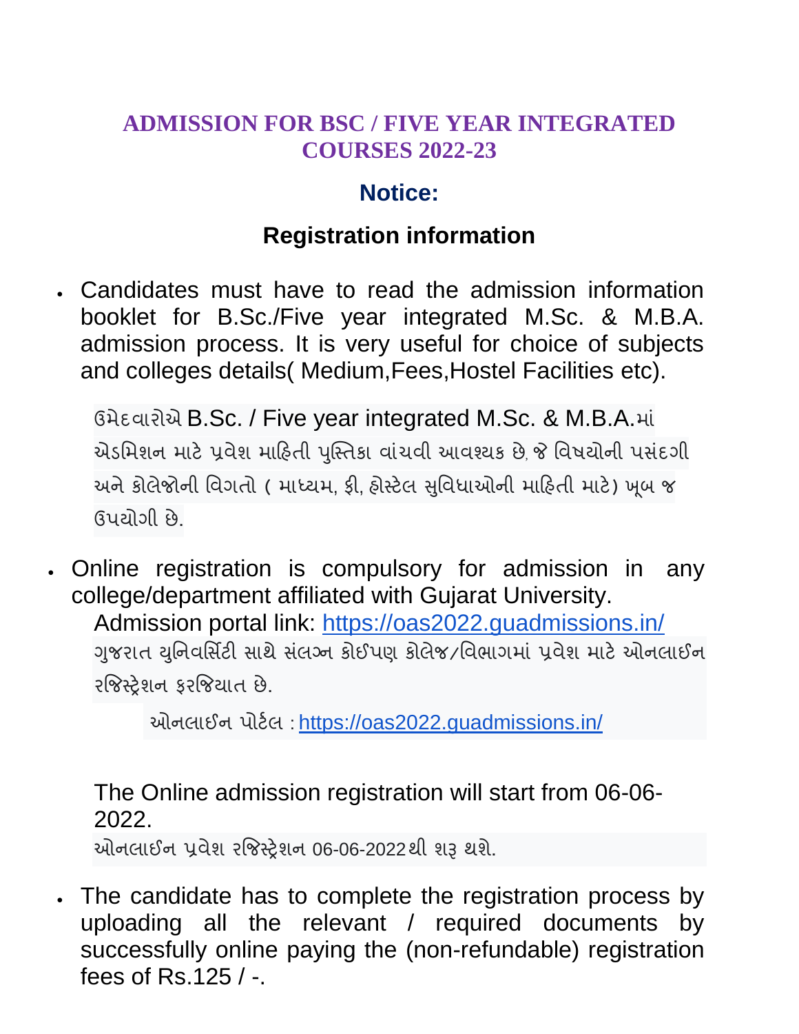# ADMISSION FOR BSC / FIVE YEAR INTEGRATED COURSES 2022-23

## Notice:

### Registration information

- Candidates must have to read the admission information booklet for B.Sc./Five year integrated M.Sc. & M.B.A. admission process. It is very useful for choice of subjects and colleges details( Medium,Fees,Hostel Facilities etc).

  ઉમેદવારોએ B.Sc. / Five year integrated M.Sc. & M.B.A.માં એડમિશન માટે પ્રવેશ માહિતી પુસ્તિકા વાંચવી આવશ્યક છે, જે વિષયોની પસંદગી અને કોલેજોની વિગતો ( માધ્યમ, ફી, હોસ્ટેલ સુવિધાઓની માહિતી માટે) ખૂબ જ ઉપયોગી છે.

- Online registration is compulsory for admission in any college/department affiliated with Gujarat University.

  Admission portal link: https://oas2022.guadmissions.in/

  ગુજરાત યુનિવર્સિટી સાથે સંલગ્ન કોઈપણ કોલેજ/વિભાગમાં પ્રવેશ માટે ઓનલાઈન રજિસ્ટ્રેશન ફરજિયાત છે.

  ઓનલાઈન પોર્ટલ : https://oas2022.guadmissions.in/

  The Online admission registration will start from 06-06-2022.

  ઓનલાઈન પ્રવેશ રજિસ્ટ્રેશન 06-06-2022થી શરૂ થશે.

- The candidate has to complete the registration process by uploading all the relevant / required documents by successfully online paying the (non-refundable) registration fees of Rs.125 / -.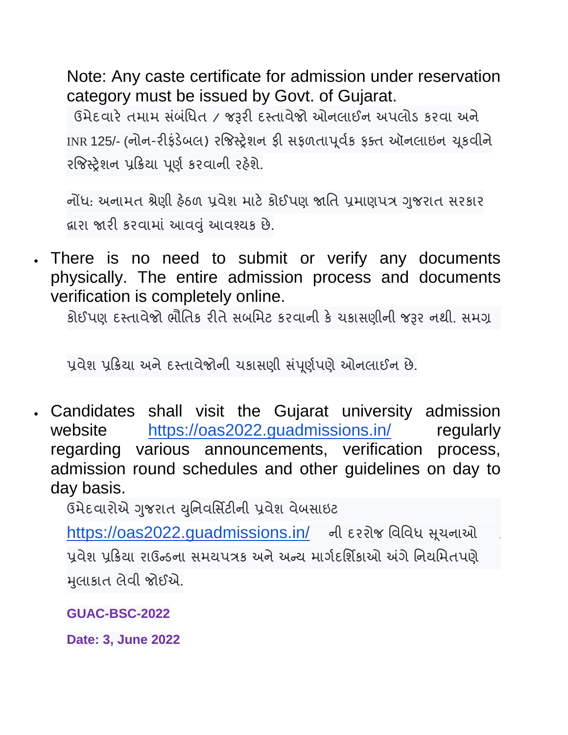Note: Any caste certificate for admission under reservation category must be issued by Govt. of Gujarat.

ઉમેદવારે તમામ સંબંધિત / જરૂરી દસ્તાવેજો ઓનલાઈન અપલોડ કરવા અને INR 125/- (નોન-રીફંડેબલ) રજિસ્ટ્રેશન ફી સફળતાપૂર્વક ફક્ત ઑનલાઇન ચૂકવીને રજિસ્ટ્રેશન પ્રક્રિયા પૂર્ણ કરવાની રહેશે.

નોંધ: અનામત શ્રેણી હેઠળ પ્રવેશ માટે કોઈપણ જાતિ પ્રમાણપત્ર ગુજરાત સરકાર દ્વારા જારી કરવામાં આવવું આવશ્યક છે.

- There is no need to submit or verify any documents physically. The entire admission process and documents verification is completely online.

  કોઈપણ દસ્તાવેજો ભૌતિક રીતે સબમિટ કરવાની કે ચકાસણીની જરૂર નથી. સમગ્ર

  પ્રવેશ પ્રક્રિયા અને દસ્તાવેજોની ચકાસણી સંપૂર્ણપણે ઓનલાઈન છે.

- Candidates shall visit the Gujarat university admission website https://oas2022.guadmissions.in/ regularly regarding various announcements, verification process, admission round schedules and other guidelines on day to day basis.

  ઉમેદવારોએ ગુજરાત યુનિવર્સિટીની પ્રવેશ વેબસાઇટ https://oas2022.guadmissions.in/ ની દરરોજ વિવિધ સૂચનાઓ પ્રવેશ પ્રક્રિયા રાઉન્ડના સમયપત્રક અને અન્ય માર્ગદર્શિકાઓ અંગે નિયમિતપણે મુલાકાત લેવી જોઈએ.

**GUAC-BSC-2022**

**Date: 3, June 2022**